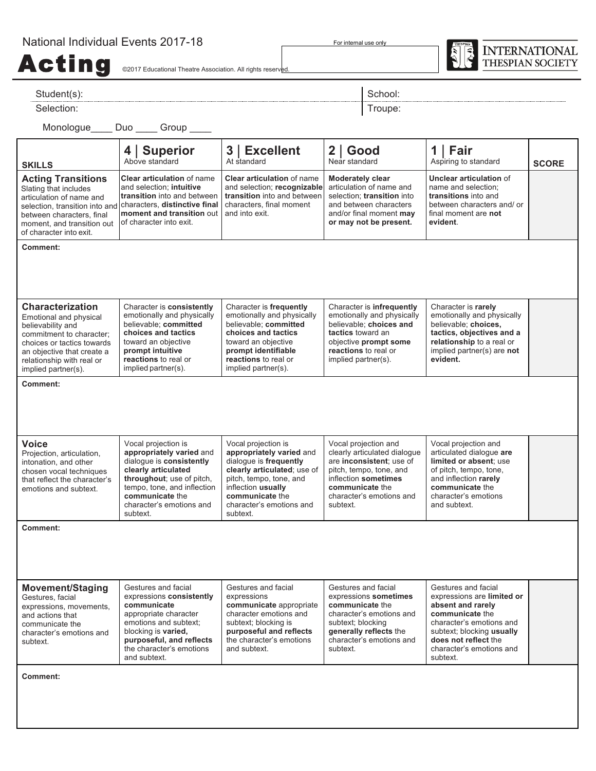National Individual Events 2017-18

# Acting

©2017 Educational Theatre Association. All rights reserved.

For internal use only

INTERNATIONAL THESPIAN SOCIETY

Student(s):

Selection:

School:

Troupe:

Monologue____ Duo ____ Group ____

| **SKILLS** | **4 \| Superior** Above standard | **3 \| Excellent** At standard | **2 \| Good** Near standard | **1 \| Fair** Aspiring to standard | **SCORE** |
|---|---|---|---|---|---|
| **Acting Transitions** Slating that includes articulation of name and selection, transition into and between characters, final moment, and transition out of character into exit. | **Clear articulation** of name and selection; **intuitive transition** into and between characters, **distinctive final moment and transition** out of character into exit. | **Clear articulation** of name and selection; **recognizable transition** into and between characters, final moment and into exit. | **Moderately clear** articulation of name and selection; **transition** into and between characters and/or final moment **may or may not be present.** | **Unclear articulation** of name and selection; **transitions** into and between characters and/ or final moment are **not evident**. | |
| **Comment:** | | | | | |
| **Characterization** Emotional and physical believability and commitment to character; choices or tactics towards an objective that create a relationship with real or implied partner(s). | Character is **consistently** emotionally and physically believable; **committed choices and tactics** toward an objective **prompt intuitive reactions** to real or implied partner(s). | Character is **frequently** emotionally and physically believable; **committed choices and tactics** toward an objective **prompt identifiable reactions** to real or implied partner(s). | Character is **infrequently** emotionally and physically believable; **choices and tactics** toward an objective **prompt some reactions** to real or implied partner(s). | Character is **rarely** emotionally and physically believable; **choices, tactics, objectives and a relationship** to a real or implied partner(s) are **not evident.** | |
| **Comment:** | | | | | |
| **Voice** Projection, articulation, intonation, and other chosen vocal techniques that reflect the character's emotions and subtext. | Vocal projection is **appropriately varied** and dialogue is **consistently clearly articulated throughout**; use of pitch, tempo, tone, and inflection **communicate** the character's emotions and subtext. | Vocal projection is **appropriately varied** and dialogue is **frequently clearly articulated**; use of pitch, tempo, tone, and inflection **usually communicate** the character's emotions and subtext. | Vocal projection and clearly articulated dialogue are **inconsistent**; use of pitch, tempo, tone, and inflection **sometimes communicate** the character's emotions and subtext. | Vocal projection and articulated dialogue **are limited or absent**; use of pitch, tempo, tone, and inflection **rarely communicate** the character's emotions and subtext. | |
| **Comment:** | | | | | |
| **Movement/Staging** Gestures, facial expressions, movements, and actions that communicate the character's emotions and subtext. | Gestures and facial expressions **consistently communicate** appropriate character emotions and subtext; blocking is **varied, purposeful, and reflects** the character's emotions and subtext. | Gestures and facial expressions **communicate** appropriate character emotions and subtext; blocking is **purposeful and reflects** the character's emotions and subtext. | Gestures and facial expressions **sometimes communicate** the character's emotions and subtext; blocking **generally reflects** the character's emotions and subtext. | Gestures and facial expressions are **limited or absent and rarely communicate** the character's emotions and subtext; blocking **usually does not reflect** the character's emotions and subtext. | |
| **Comment:** | | | | | |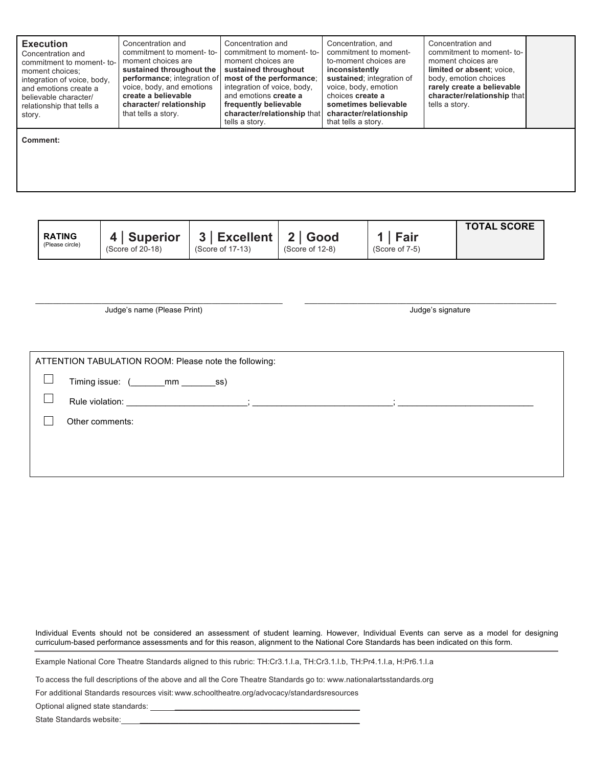| | | | | | |
|---|---|---|---|---|---|
| **Execution**<br>Concentration and commitment to moment- to-moment choices; integration of voice, body, and emotions create a believable character/ relationship that tells a story. | Concentration and commitment to moment- to-moment choices are **sustained throughout the performance**; integration of voice, body, and emotions **create a believable character/ relationship** that tells a story. | Concentration and commitment to moment- to-moment choices are **sustained throughout most of the performance**; integration of voice, body, and emotions **create a frequently believable character/relationship** that tells a story. | Concentration, and commitment to moment-to-moment choices are **inconsistently sustained**; integration of voice, body, emotion choices **create a sometimes believable character/relationship** that tells a story. | Concentration and commitment to moment- to-moment choices are **limited or absent**; voice, body, emotion choices **rarely create a believable character/relationship** that tells a story. | |
| **Comment:** | | | | | |

| | | | | | |
|---|---|---|---|---|---|
| **RATING** (Please circle) | **4 \| Superior** (Score of 20-18) | **3 \| Excellent** (Score of 17-13) | **2 \| Good** (Score of 12-8) | **1 \| Fair** (Score of 7-5) | **TOTAL SCORE** |

_______________________________________________ Judge's name (Please Print)

_______________________________________________ Judge's signature

ATTENTION TABULATION ROOM: Please note the following:

- ☐ Timing issue: (_______mm _______ss)
- ☐ Rule violation: ________________________; ____________________________; ___________________________
- ☐ Other comments:

Individual Events should not be considered an assessment of student learning. However, Individual Events can serve as a model for designing curriculum-based performance assessments and for this reason, alignment to the National Core Standards has been indicated on this form.

Example National Core Theatre Standards aligned to this rubric: TH:Cr3.1.I.a, TH:Cr3.1.I.b, TH:Pr4.1.I.a, H:Pr6.1.I.a

To access the full descriptions of the above and all the Core Theatre Standards go to: www.nationalartsstandards.org

For additional Standards resources visit: www.schooltheatre.org/advocacy/standardsresources

Optional aligned state standards: ______________________________________________

State Standards website: ______________________________________________